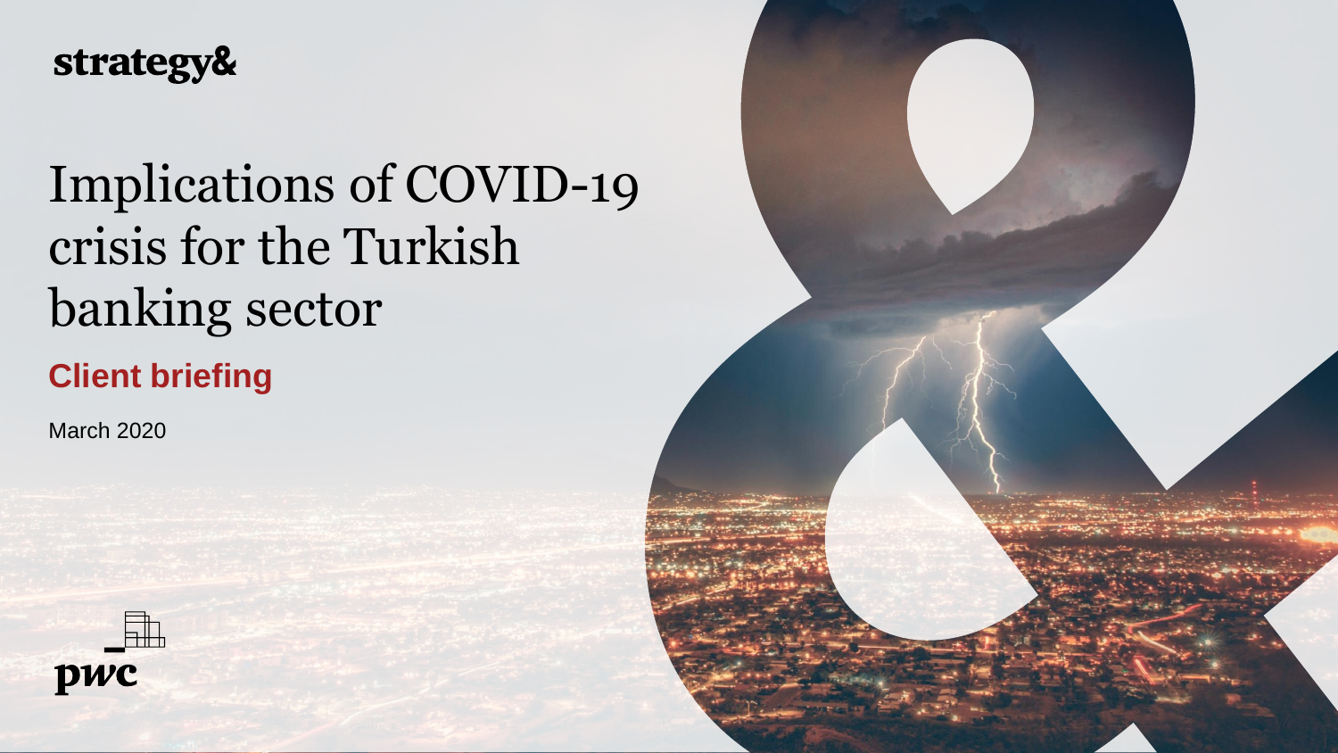strategy&

# Implications of COVID-19 crisis for the Turkish banking sector

## Client briefing

March 2020

pwc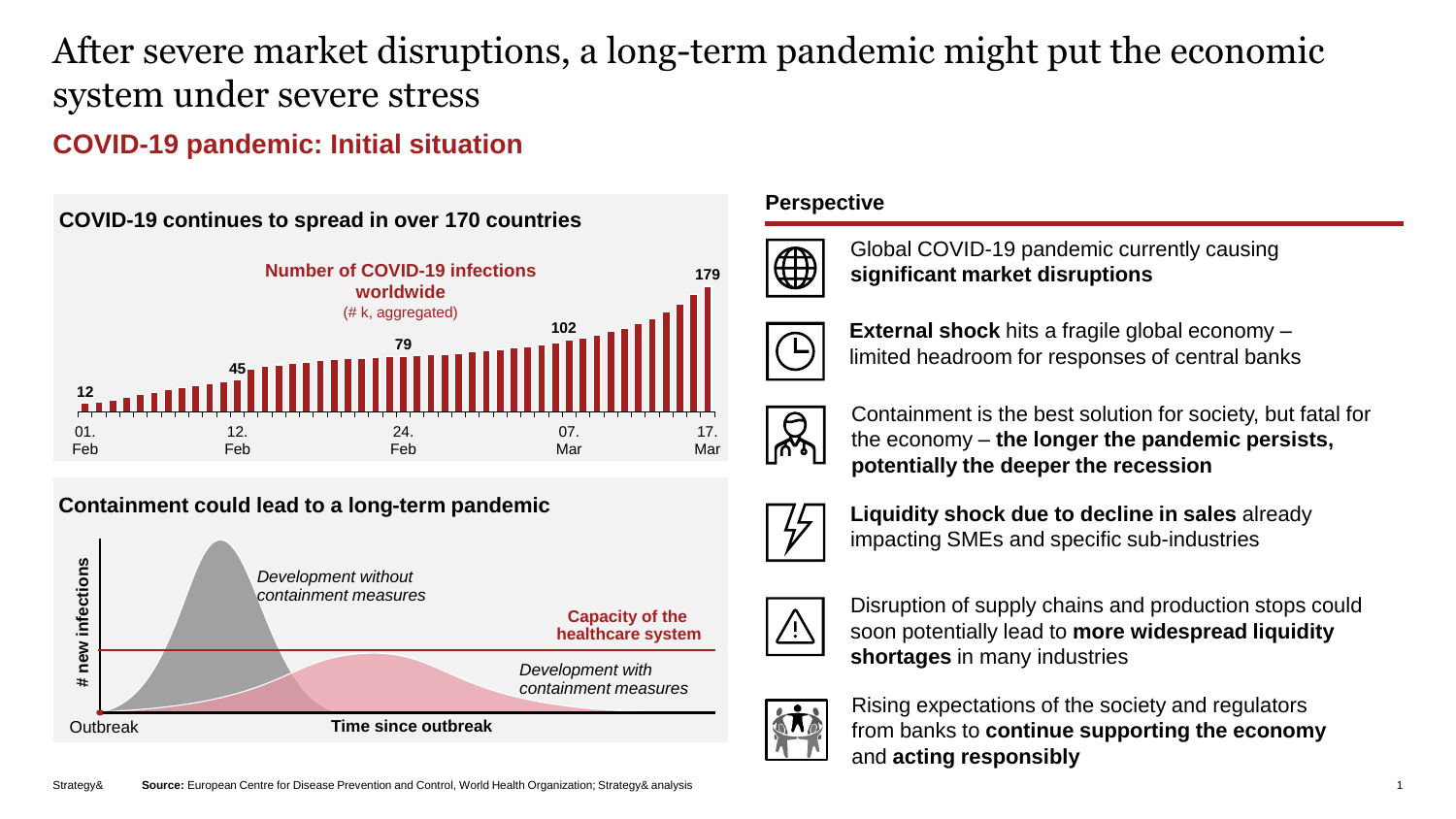# After severe market disruptions, a long-term pandemic might put the economic system under severe stress

## COVID-19 pandemic: Initial situation

### COVID-19 continues to spread in over 170 countries

**Number of COVID-19 infections worldwide**
(# k, aggregated)

12 (01. Feb) … 45 (12. Feb) … 79 (24. Feb) … 102 (07. Mar) … 179 (17. Mar)

### Containment could lead to a long-term pandemic

*Development without containment measures*

**Capacity of the healthcare system**

*Development with containment measures*

**# new infections** — Outbreak — **Time since outbreak**

### Perspective

- Global COVID-19 pandemic currently causing **significant market disruptions**
- **External shock** hits a fragile global economy – limited headroom for responses of central banks
- Containment is the best solution for society, but fatal for the economy – **the longer the pandemic persists, potentially the deeper the recession**
- **Liquidity shock due to decline in sales** already impacting SMEs and specific sub-industries
- Disruption of supply chains and production stops could soon potentially lead to **more widespread liquidity shortages** in many industries
- Rising expectations of the society and regulators from banks to **continue supporting the economy** and **acting responsibly**

Strategy& **Source:** European Centre for Disease Prevention and Control, World Health Organization; Strategy& analysis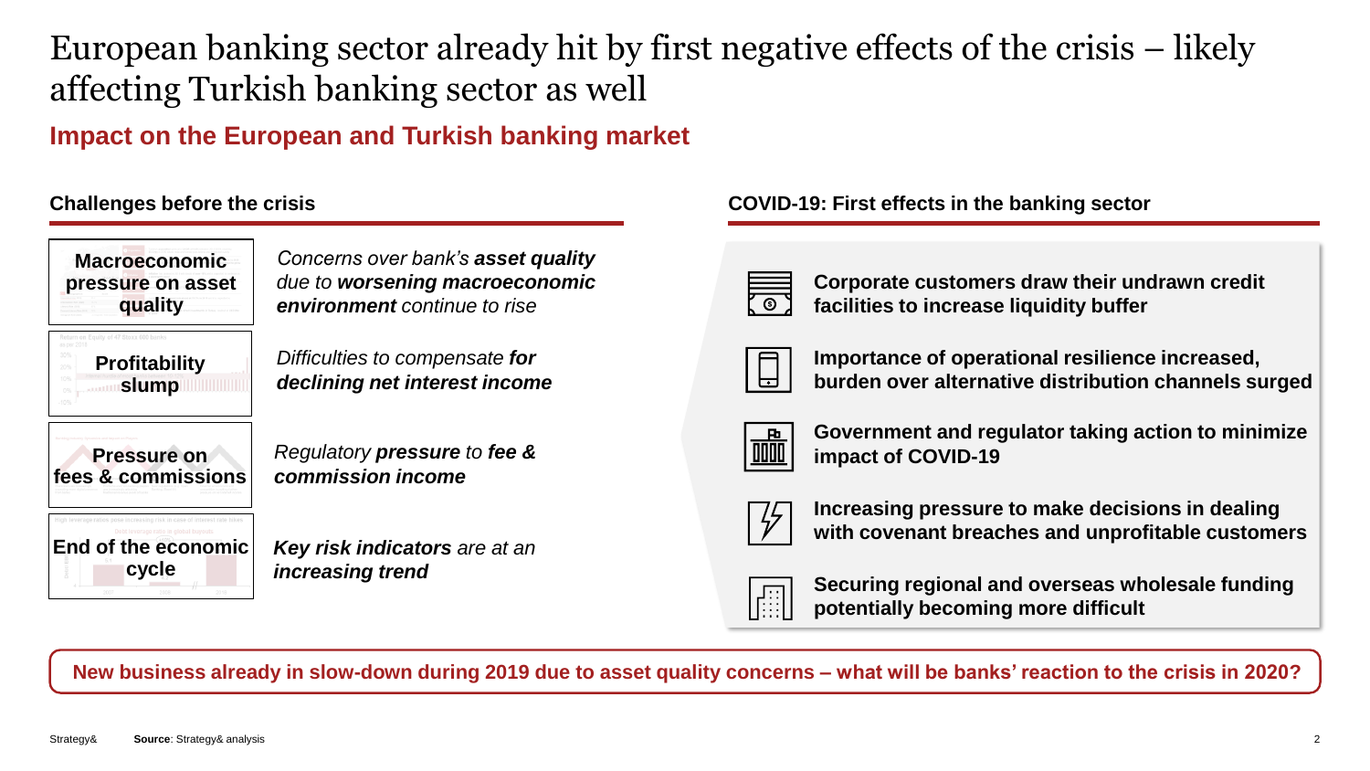# European banking sector already hit by first negative effects of the crisis – likely affecting Turkish banking sector as well

## Impact on the European and Turkish banking market

### Challenges before the crisis

**Macroeconomic pressure on asset quality** — *Concerns over bank's **asset quality** due to **worsening macroeconomic environment** continue to rise*

**Profitability slump** — *Difficulties to compensate **for declining net interest income***

**Pressure on fees & commissions** — *Regulatory **pressure** to **fee & commission income***

**End of the economic cycle** — ***Key risk indicators** are at an **increasing trend***

### COVID-19: First effects in the banking sector

- **Corporate customers draw their undrawn credit facilities to increase liquidity buffer**
- **Importance of operational resilience increased, burden over alternative distribution channels surged**
- **Government and regulator taking action to minimize impact of COVID-19**
- **Increasing pressure to make decisions in dealing with covenant breaches and unprofitable customers**
- **Securing regional and overseas wholesale funding potentially becoming more difficult**

**New business already in slow-down during 2019 due to asset quality concerns – what will be banks' reaction to the crisis in 2020?**

**Source**: Strategy& analysis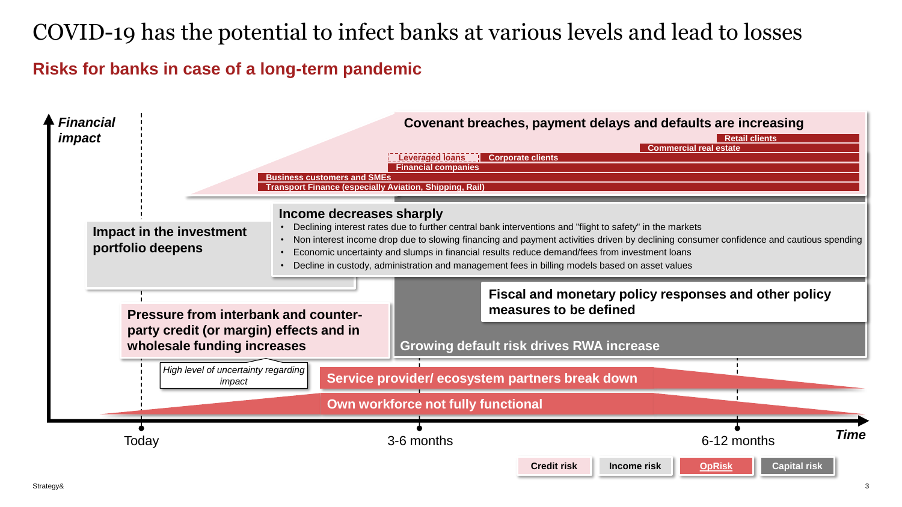# COVID-19 has the potential to infect banks at various levels and lead to losses

## Risks for banks in case of a long-term pandemic

*Financial impact*

**Covenant breaches, payment delays and defaults are increasing**

- Retail clients
- Commercial real estate
- Leveraged loans
- Corporate clients
- Financial companies
- Business customers and SMEs
- Transport Finance (especially Aviation, Shipping, Rail)

**Impact in the investment portfolio deepens**

**Income decreases sharply**

- Declining interest rates due to further central bank interventions and "flight to safety" in the markets
- Non interest income drop due to slowing financing and payment activities driven by declining consumer confidence and cautious spending
- Economic uncertainty and slumps in financial results reduce demand/fees from investment loans
- Decline in custody, administration and management fees in billing models based on asset values

**Fiscal and monetary policy responses and other policy measures to be defined**

**Pressure from interbank and counter-party credit (or margin) effects and in wholesale funding increases**

**Growing default risk drives RWA increase**

*High level of uncertainty regarding impact*

**Service provider/ ecosystem partners break down**

**Own workforce not fully functional**

Today — 3-6 months — 6-12 months — *Time*

Legend: Credit risk | Income risk | OpRisk | Capital risk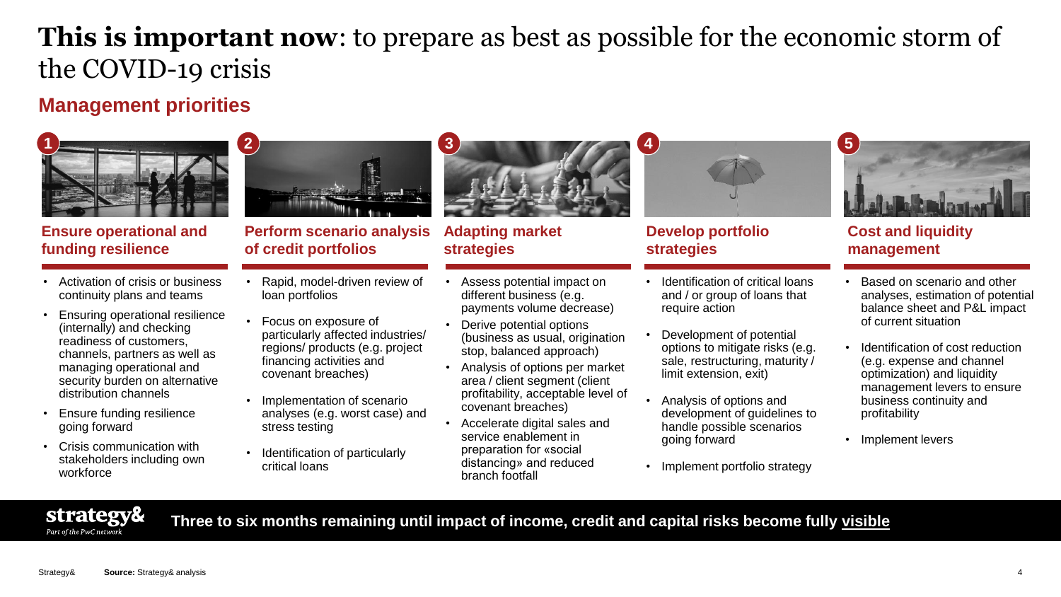# **This is important now**: to prepare as best as possible for the economic storm of the COVID-19 crisis

## Management priorities

### 1 Ensure operational and funding resilience

- Activation of crisis or business continuity plans and teams
- Ensuring operational resilience (internally) and checking readiness of customers, channels, partners as well as managing operational and security burden on alternative distribution channels
- Ensure funding resilience going forward
- Crisis communication with stakeholders including own workforce

### 2 Perform scenario analysis of credit portfolios

- Rapid, model-driven review of loan portfolios
- Focus on exposure of particularly affected industries/ regions/ products (e.g. project financing activities and covenant breaches)
- Implementation of scenario analyses (e.g. worst case) and stress testing
- Identification of particularly critical loans

### 3 Adapting market strategies

- Assess potential impact on different business (e.g. payments volume decrease)
- Derive potential options (business as usual, origination stop, balanced approach)
- Analysis of options per market area / client segment (client profitability, acceptable level of covenant breaches)
- Accelerate digital sales and service enablement in preparation for «social distancing» and reduced branch footfall

### 4 Develop portfolio strategies

- Identification of critical loans and / or group of loans that require action
- Development of potential options to mitigate risks (e.g. sale, restructuring, maturity / limit extension, exit)
- Analysis of options and development of guidelines to handle possible scenarios going forward
- Implement portfolio strategy

### 5 Cost and liquidity management

- Based on scenario and other analyses, estimation of potential balance sheet and P&L impact of current situation
- Identification of cost reduction (e.g. expense and channel optimization) and liquidity management levers to ensure business continuity and profitability
- Implement levers

**Three to six months remaining until impact of income, credit and capital risks become fully visible**

**Source:** Strategy& analysis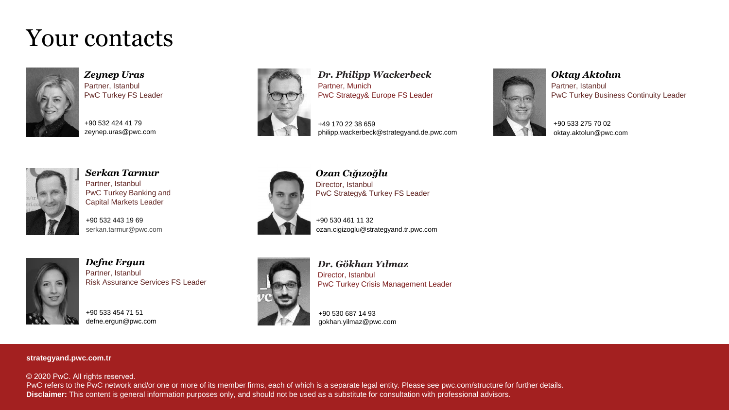# Your contacts

***Zeynep Uras***
Partner, Istanbul
PwC Turkey FS Leader

+90 532 424 41 79
zeynep.uras@pwc.com

***Dr. Philipp Wackerbeck***
Partner, Munich
PwC Strategy& Europe FS Leader

+49 170 22 38 659
philipp.wackerbeck@strategyand.de.pwc.com

***Oktay Aktolun***
Partner, Istanbul
PwC Turkey Business Continuity Leader

+90 533 275 70 02
oktay.aktolun@pwc.com

***Serkan Tarmur***
Partner, Istanbul
PwC Turkey Banking and Capital Markets Leader

+90 532 443 19 69
serkan.tarmur@pwc.com

***Ozan Cığızoğlu***
Director, Istanbul
PwC Strategy& Turkey FS Leader

+90 530 461 11 32
ozan.cigizoglu@strategyand.tr.pwc.com

***Defne Ergun***
Partner, Istanbul
Risk Assurance Services FS Leader

+90 533 454 71 51
defne.ergun@pwc.com

***Dr. Gökhan Yılmaz***
Director, Istanbul
PwC Turkey Crisis Management Leader

+90 530 687 14 93
gokhan.yilmaz@pwc.com

**strategyand.pwc.com.tr**

© 2020 PwC. All rights reserved.
PwC refers to the PwC network and/or one or more of its member firms, each of which is a separate legal entity. Please see pwc.com/structure for further details.
**Disclaimer:** This content is general information purposes only, and should not be used as a substitute for consultation with professional advisors.